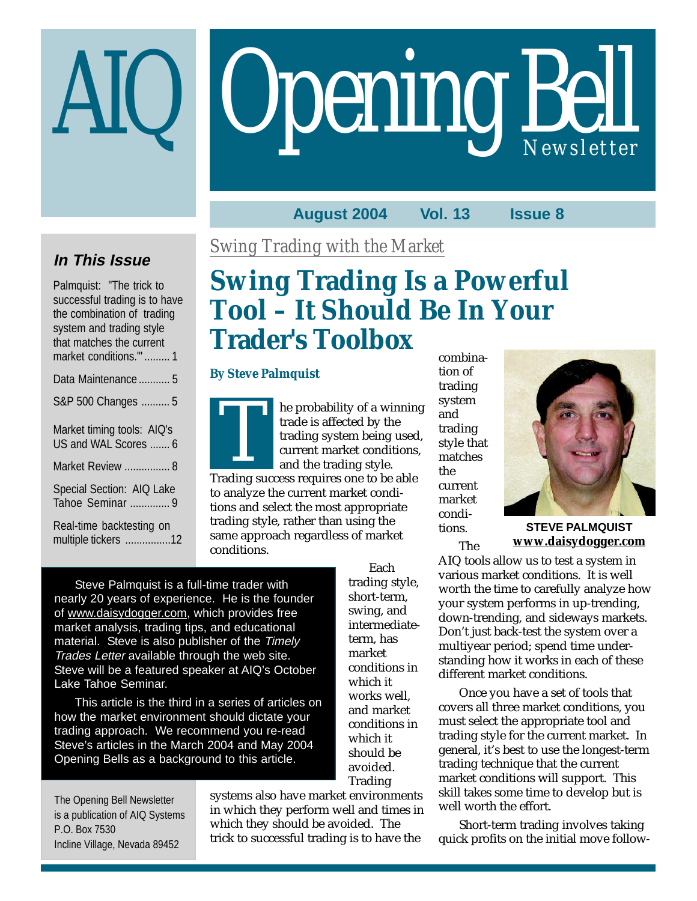# AIQ Opening Bell Newsletter

**August 2004 Vol. 13 Issue 8**

### *In This Issue*

- Palmquist: "The trick to successful trading is to have the combination of trading system and trading style that matches the current market conditions.'" ......... 1
- Data Maintenance ........... 5
- S&P 500 Changes .......... 5
- Market timing tools: AIQ's US and WAL Scores ....... 6
- Market Review ................ 8
- Special Section: AIQ Lake Tahoe Seminar .............. 9
- Real-time backtesting on multiple tickers ................12

*Swing Trading with the Market*

## Swing Trading Is a Powerful Tool – It Should Be In Your Trader's Toolbox

**By Steve Palmquist**

The probability of a winning trade is affected by the trading system being used, current market conditions, and the trading style. Trading success requires one to be able to analyze the current market conditions and select the most appropriate trading style, rather than using the same approach regardless of market conditions.

Steve Palmquist is a full-time trader with nearly 20 years of experience. He is the founder of www.daisydogger.com, which provides free market analysis, trading tips, and educational material. Steve is also publisher of the *Timely Trades Letter* available through the web site. Steve will be a featured speaker at AIQ's October Lake Tahoe Seminar.

This article is the third in a series of articles on how the market environment should dictate your trading approach. We recommend you re-read Steve's articles in the March 2004 and May 2004 Opening Bells as a background to this article.

Each trading style, short-term, swing, and intermediate-term, has market conditions in which it works well, and market conditions in which it should be avoided. Trading systems also have market environments in which they perform well and times in which they should be avoided. The trick to successful trading is to have the combination of trading system and trading style that matches the current market conditions.

**STEVE PALMQUIST**
**www.daisydogger.com**

The AIQ tools allow us to test a system in various market conditions. It is well worth the time to carefully analyze how your system performs in up-trending, down-trending, and sideways markets. Don't just back-test the system over a multiyear period; spend time understanding how it works in each of these different market conditions.

Once you have a set of tools that covers all three market conditions, you must select the appropriate tool and trading style for the current market. In general, it's best to use the longest-term trading technique that the current market conditions will support. This skill takes some time to develop but is well worth the effort.

Short-term trading involves taking quick profits on the initial move follow-

The Opening Bell Newsletter is a publication of AIQ Systems
P.O. Box 7530
Incline Village, Nevada 89452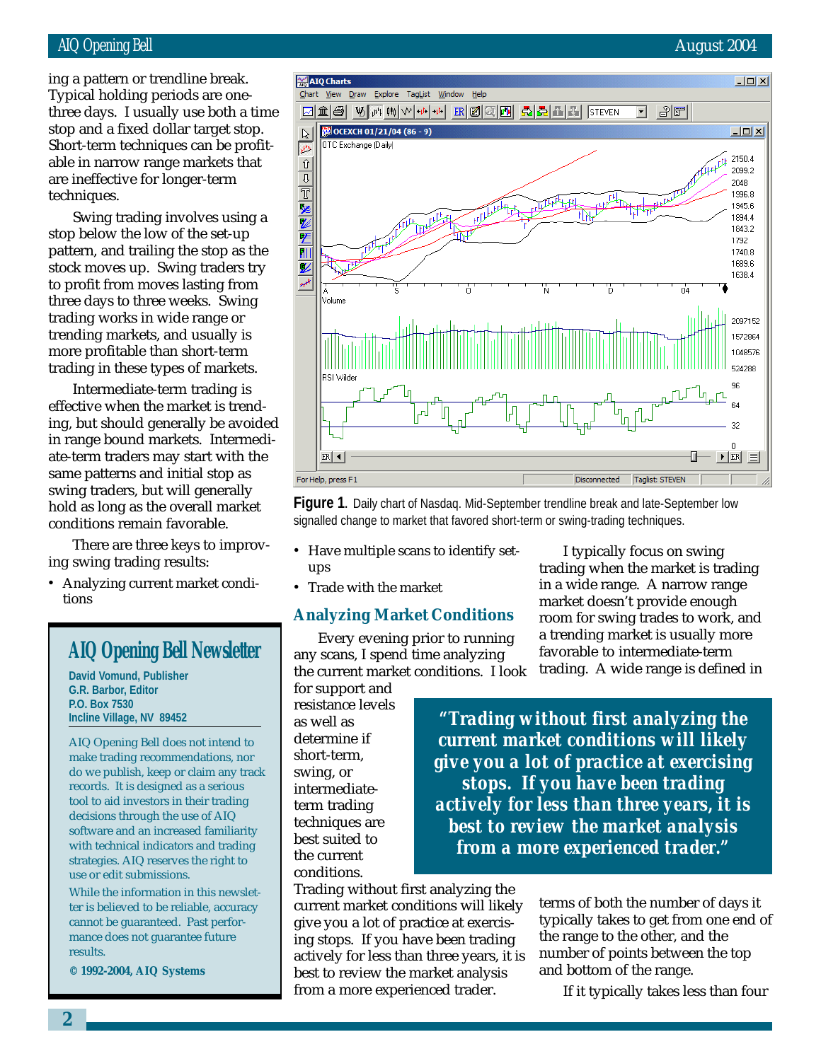ing a pattern or trendline break. Typical holding periods are one-three days. I usually use both a time stop and a fixed dollar target stop. Short-term techniques can be profitable in narrow range markets that are ineffective for longer-term techniques.

Swing trading involves using a stop below the low of the set-up pattern, and trailing the stop as the stock moves up. Swing traders try to profit from moves lasting from three days to three weeks. Swing trading works in wide range or trending markets, and usually is more profitable than short-term trading in these types of markets.

Intermediate-term trading is effective when the market is trending, but should generally be avoided in range bound markets. Intermediate-term traders may start with the same patterns and initial stop as swing traders, but will generally hold as long as the overall market conditions remain favorable.

There are three keys to improving swing trading results:

- Analyzing current market conditions
- Have multiple scans to identify set-ups
- Trade with the market

**Figure 1**. Daily chart of Nasdaq. Mid-September trendline break and late-September low signalled change to market that favored short-term or swing-trading techniques.

## Analyzing Market Conditions

Every evening prior to running any scans, I spend time analyzing the current market conditions. I look for support and resistance levels as well as determine if short-term, swing, or intermediate-term trading techniques are best suited to the current conditions. Trading without first analyzing the current market conditions will likely give you a lot of practice at exercising stops. If you have been trading actively for less than three years, it is best to review the market analysis from a more experienced trader.

> ***"Trading without first analyzing the current market conditions will likely give you a lot of practice at exercising stops. If you have been trading actively for less than three years, it is best to review the market analysis from a more experienced trader."***

I typically focus on swing trading when the market is trading in a wide range. A narrow range market doesn't provide enough room for swing trades to work, and a trending market is usually more favorable to intermediate-term trading. A wide range is defined in terms of both the number of days it typically takes to get from one end of the range to the other, and the number of points between the top and bottom of the range.

If it typically takes less than four

---

### AIQ Opening Bell Newsletter

**David Vomund, Publisher**
**G.R. Barbor, Editor**
**P.O. Box 7530**
**Incline Village, NV 89452**

AIQ Opening Bell does not intend to make trading recommendations, nor do we publish, keep or claim any track records. It is designed as a serious tool to aid investors in their trading decisions through the use of AIQ software and an increased familiarity with technical indicators and trading strategies. AIQ reserves the right to use or edit submissions.

While the information in this newsletter is believed to be reliable, accuracy cannot be guaranteed. Past performance does not guarantee future results.

**© 1992-2004, AIQ Systems**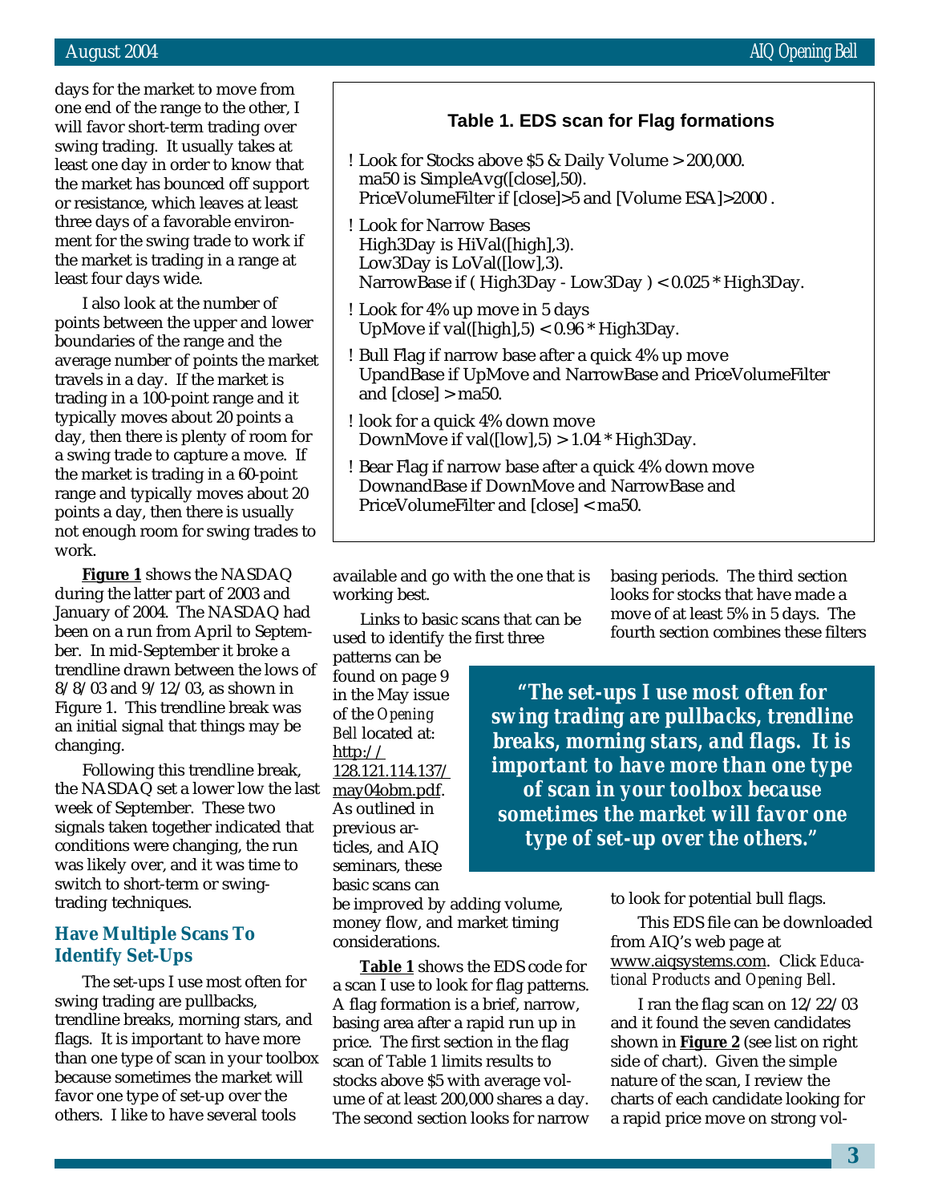days for the market to move from one end of the range to the other, I will favor short-term trading over swing trading. It usually takes at least one day in order to know that the market has bounced off support or resistance, which leaves at least three days of a favorable environment for the swing trade to work if the market is trading in a range at least four days wide.

I also look at the number of points between the upper and lower boundaries of the range and the average number of points the market travels in a day. If the market is trading in a 100-point range and it typically moves about 20 points a day, then there is plenty of room for a swing trade to capture a move. If the market is trading in a 60-point range and typically moves about 20 points a day, then there is usually not enough room for swing trades to work.

**Figure 1** shows the NASDAQ during the latter part of 2003 and January of 2004. The NASDAQ had been on a run from April to September. In mid-September it broke a trendline drawn between the lows of 8/8/03 and 9/12/03, as shown in Figure 1. This trendline break was an initial signal that things may be changing.

Following this trendline break, the NASDAQ set a lower low the last week of September. These two signals taken together indicated that conditions were changing, the run was likely over, and it was time to switch to short-term or swing-trading techniques.

## Have Multiple Scans To Identify Set-Ups

The set-ups I use most often for swing trading are pullbacks, trendline breaks, morning stars, and flags. It is important to have more than one type of scan in your toolbox because sometimes the market will favor one type of set-up over the others. I like to have several tools available and go with the one that is working best.

Links to basic scans that can be used to identify the first three patterns can be found on page 9 in the May issue of the *Opening Bell* located at: http://128.121.114.137/may04obm.pdf. As outlined in previous articles, and AIQ seminars, these basic scans can be improved by adding volume, money flow, and market timing considerations.

**Table 1. EDS scan for Flag formations**

```
! Look for Stocks above $5 & Daily Volume > 200,000.
ma50 is SimpleAvg([close],50).
PriceVolumeFilter if [close]>5 and [Volume ESA]>2000 .

! Look for Narrow Bases
High3Day is HiVal([high],3).
Low3Day is LoVal([low],3).
NarrowBase if ( High3Day - Low3Day ) < 0.025 * High3Day.

! Look for 4% up move in 5 days
UpMove if val([high],5) < 0.96 * High3Day.

! Bull Flag if narrow base after a quick 4% up move
UpandBase if UpMove and NarrowBase and PriceVolumeFilter
and [close] > ma50.

! look for a quick 4% down move
DownMove if val([low],5) > 1.04 * High3Day.

! Bear Flag if narrow base after a quick 4% down move
DownandBase if DownMove and NarrowBase and
PriceVolumeFilter and [close] < ma50.
```

**Table 1** shows the EDS code for a scan I use to look for flag patterns. A flag formation is a brief, narrow, basing area after a rapid run up in price. The first section in the flag scan of Table 1 limits results to stocks above $5 with average volume of at least 200,000 shares a day. The second section looks for narrow basing periods. The third section looks for stocks that have made a move of at least 5% in 5 days. The fourth section combines these filters to look for potential bull flags.

> ***"The set-ups I use most often for swing trading are pullbacks, trendline breaks, morning stars, and flags. It is important to have more than one type of scan in your toolbox because sometimes the market will favor one type of set-up over the others."***

This EDS file can be downloaded from AIQ's web page at www.aiqsystems.com. Click *Educational Products* and *Opening Bell*.

I ran the flag scan on 12/22/03 and it found the seven candidates shown in **Figure 2** (see list on right side of chart). Given the simple nature of the scan, I review the charts of each candidate looking for a rapid price move on strong vol-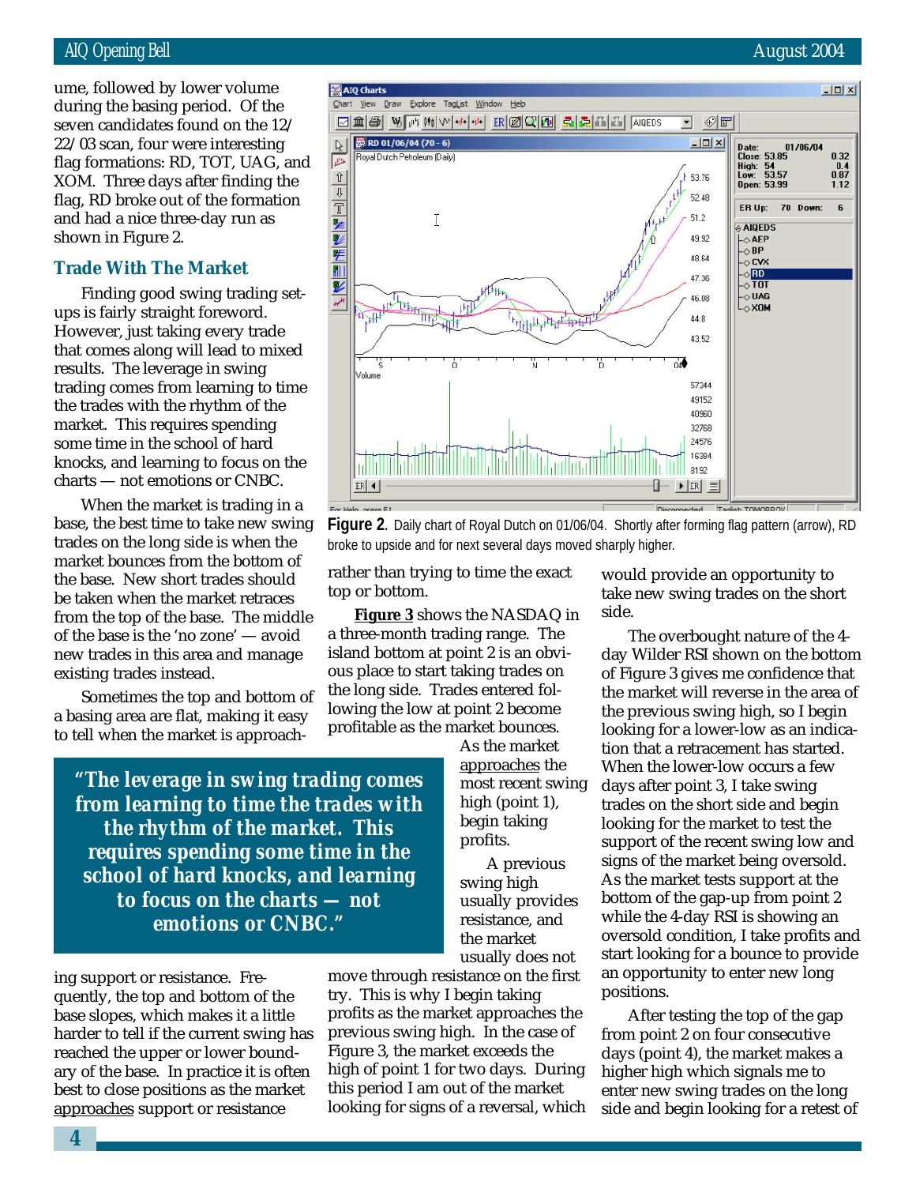ume, followed by lower volume during the basing period. Of the seven candidates found on the 12/22/03 scan, four were interesting flag formations: RD, TOT, UAG, and XOM. Three days after finding the flag, RD broke out of the formation and had a nice three-day run as shown in Figure 2.

## Trade With The Market

Finding good swing trading setups is fairly straight foreword. However, just taking every trade that comes along will lead to mixed results. The leverage in swing trading comes from learning to time the trades with the rhythm of the market. This requires spending some time in the school of hard knocks, and learning to focus on the charts — not emotions or CNBC.

When the market is trading in a base, the best time to take new swing trades on the long side is when the market bounces from the bottom of the base. New short trades should be taken when the market retraces from the top of the base. The middle of the base is the 'no zone' — avoid new trades in this area and manage existing trades instead.

Sometimes the top and bottom of a basing area are flat, making it easy to tell when the market is approaching support or resistance. Frequently, the top and bottom of the base slopes, which makes it a little harder to tell if the current swing has reached the upper or lower boundary of the base. In practice it is often best to close positions as the market approaches support or resistance rather than trying to time the exact top or bottom.

> ***"The leverage in swing trading comes from learning to time the trades with the rhythm of the market. This requires spending some time in the school of hard knocks, and learning to focus on the charts — not emotions or CNBC."***

**Figure 2**. Daily chart of Royal Dutch on 01/06/04. Shortly after forming flag pattern (arrow), RD broke to upside and for next several days moved sharply higher.

**Figure 3** shows the NASDAQ in a three-month trading range. The island bottom at point 2 is an obvious place to start taking trades on the long side. Trades entered following the low at point 2 become profitable as the market bounces.

As the market approaches the most recent swing high (point 1), begin taking profits.

A previous swing high usually provides resistance, and the market usually does not move through resistance on the first try. This is why I begin taking profits as the market approaches the previous swing high. In the case of Figure 3, the market exceeds the high of point 1 for two days. During this period I am out of the market looking for signs of a reversal, which would provide an opportunity to take new swing trades on the short side.

The overbought nature of the 4-day Wilder RSI shown on the bottom of Figure 3 gives me confidence that the market will reverse in the area of the previous swing high, so I begin looking for a lower-low as an indication that a retracement has started. When the lower-low occurs a few days after point 3, I take swing trades on the short side and begin looking for the market to test the support of the recent swing low and signs of the market being oversold. As the market tests support at the bottom of the gap-up from point 2 while the 4-day RSI is showing an oversold condition, I take profits and start looking for a bounce to provide an opportunity to enter new long positions.

After testing the top of the gap from point 2 on four consecutive days (point 4), the market makes a higher high which signals me to enter new swing trades on the long side and begin looking for a retest of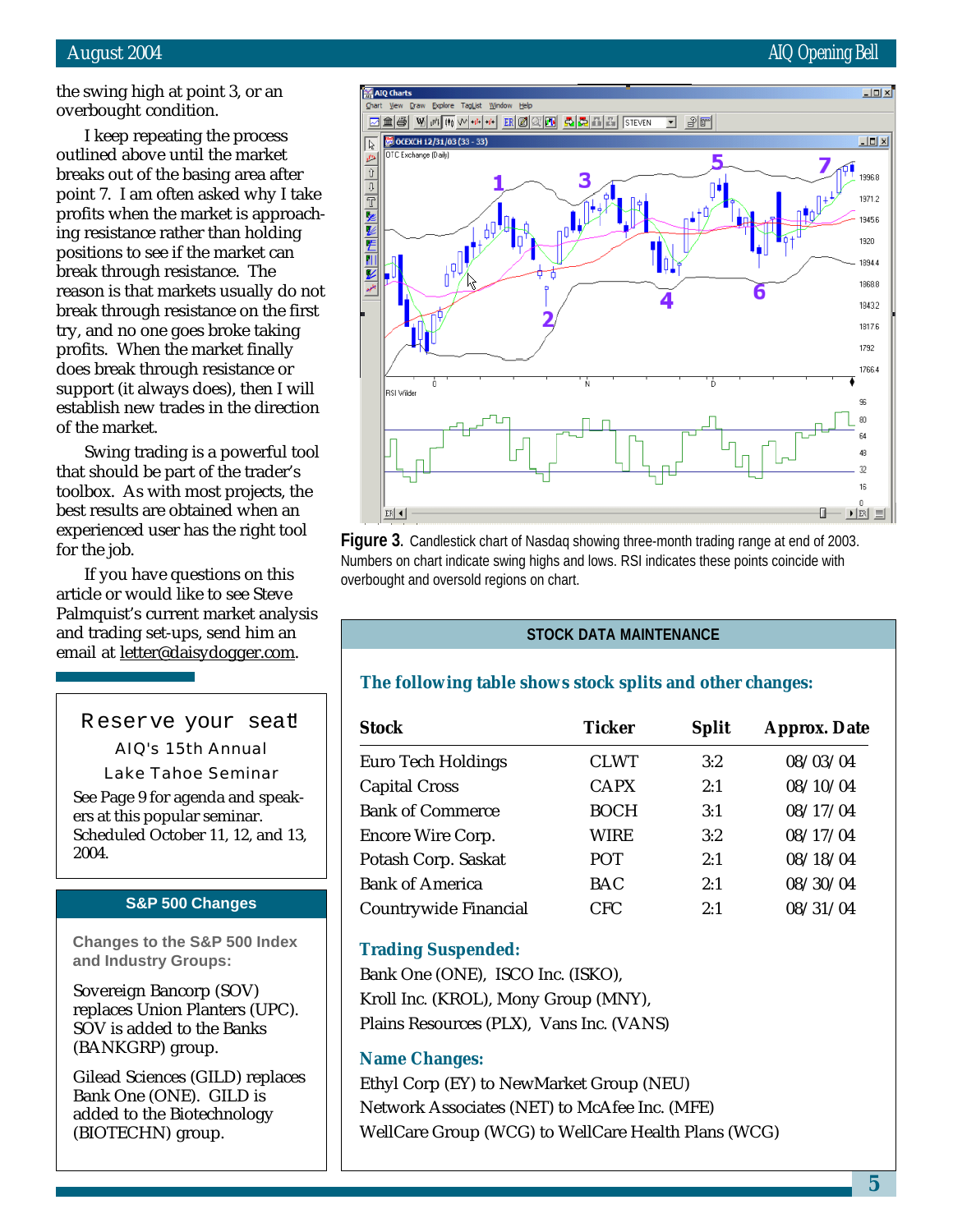the swing high at point 3, or an overbought condition.

I keep repeating the process outlined above until the market breaks out of the basing area after point 7. I am often asked why I take profits when the market is approaching resistance rather than holding positions to see if the market can break through resistance. The reason is that markets usually do not break through resistance on the first try, and no one goes broke taking profits. When the market finally does break through resistance or support (it always does), then I will establish new trades in the direction of the market.

Swing trading is a powerful tool that should be part of the trader's toolbox. As with most projects, the best results are obtained when an experienced user has the right tool for the job.

If you have questions on this article or would like to see Steve Palmquist's current market analysis and trading set-ups, send him an email at letter@daisydogger.com.

**Figure 3.** Candlestick chart of Nasdaq showing three-month trading range at end of 2003. Numbers on chart indicate swing highs and lows. RSI indicates these points coincide with overbought and oversold regions on chart.

---

## Reserve your seat!

AIQ's 15th Annual

Lake Tahoe Seminar

See Page 9 for agenda and speakers at this popular seminar. Scheduled October 11, 12, and 13, 2004.

---

## S&P 500 Changes

**Changes to the S&P 500 Index and Industry Groups:**

Sovereign Bancorp (SOV) replaces Union Planters (UPC). SOV is added to the Banks (BANKGRP) group.

Gilead Sciences (GILD) replaces Bank One (ONE). GILD is added to the Biotechnology (BIOTECHN) group.

---

## STOCK DATA MAINTENANCE

### The following table shows stock splits and other changes:

| Stock | Ticker | Split | Approx. Date |
|---|---|---|---|
| Euro Tech Holdings | CLWT | 3:2 | 08/03/04 |
| Capital Cross | CAPX | 2:1 | 08/10/04 |
| Bank of Commerce | BOCH | 3:1 | 08/17/04 |
| Encore Wire Corp. | WIRE | 3:2 | 08/17/04 |
| Potash Corp. Saskat | POT | 2:1 | 08/18/04 |
| Bank of America | BAC | 2:1 | 08/30/04 |
| Countrywide Financial | CFC | 2:1 | 08/31/04 |

### Trading Suspended:

Bank One (ONE), ISCO Inc. (ISKO), Kroll Inc. (KROL), Mony Group (MNY), Plains Resources (PLX), Vans Inc. (VANS)

### Name Changes:

Ethyl Corp (EY) to NewMarket Group (NEU)
Network Associates (NET) to McAfee Inc. (MFE)
WellCare Group (WCG) to WellCare Health Plans (WCG)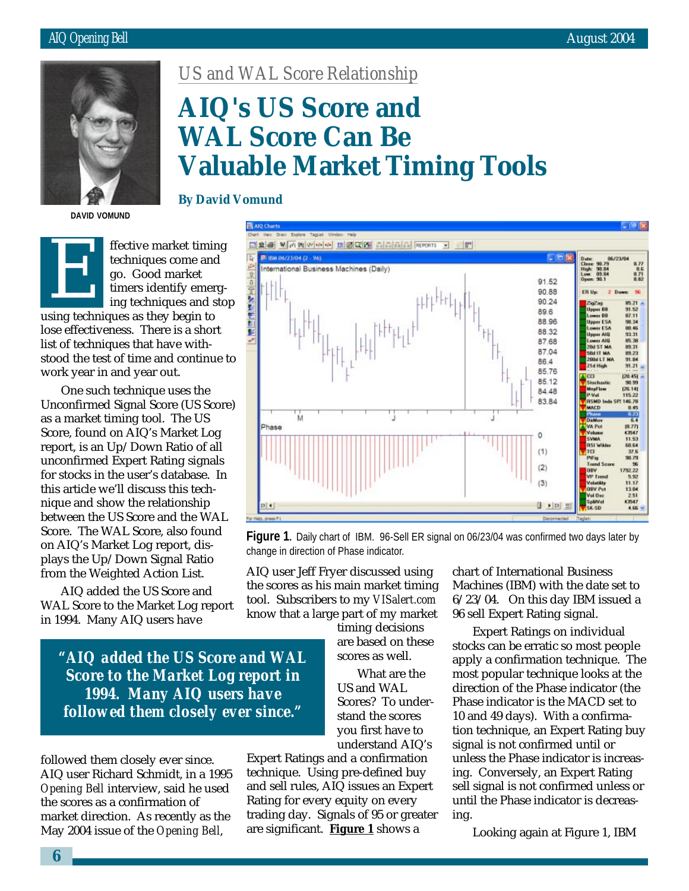*US and WAL Score Relationship*

# AIQ's US Score and WAL Score Can Be Valuable Market Timing Tools

**By David Vomund**

DAVID VOMUND

Effective market timing techniques come and go. Good market timers identify emerging techniques and stop using techniques as they begin to lose effectiveness. There is a short list of techniques that have withstood the test of time and continue to work year in and year out.

One such technique uses the Unconfirmed Signal Score (US Score) as a market timing tool. The US Score, found on AIQ's Market Log report, is an Up/Down Ratio of all unconfirmed Expert Rating signals for stocks in the user's database. In this article we'll discuss this technique and show the relationship between the US Score and the WAL Score. The WAL Score, also found on AIQ's Market Log report, displays the Up/Down Signal Ratio from the Weighted Action List.

AIQ added the US Score and WAL Score to the Market Log report in 1994. Many AIQ users have followed them closely ever since. AIQ user Richard Schmidt, in a 1995 *Opening Bell* interview, said he used the scores as a confirmation of market direction. As recently as the May 2004 issue of the *Opening Bell*,

> **"AIQ added the US Score and WAL Score to the Market Log report in 1994. Many AIQ users have followed them closely ever since."**

**Figure 1.** Daily chart of IBM. 96-Sell ER signal on 06/23/04 was confirmed two days later by change in direction of Phase indicator.

AIQ user Jeff Fryer discussed using the scores as his main market timing tool. Subscribers to my *VISalert.com* know that a large part of my market timing decisions are based on these scores as well.

What are the US and WAL Scores? To understand the scores you first have to understand AIQ's Expert Ratings and a confirmation technique. Using pre-defined buy and sell rules, AIQ issues an Expert Rating for every equity on every trading day. Signals of 95 or greater are significant. **Figure 1** shows a chart of International Business Machines (IBM) with the date set to 6/23/04. On this day IBM issued a 96 sell Expert Rating signal.

Expert Ratings on individual stocks can be erratic so most people apply a confirmation technique. The most popular technique looks at the direction of the Phase indicator (the Phase indicator is the MACD set to 10 and 49 days). With a confirmation technique, an Expert Rating buy signal is not confirmed until or unless the Phase indicator is increasing. Conversely, an Expert Rating sell signal is not confirmed unless or until the Phase indicator is decreasing.

Looking again at Figure 1, IBM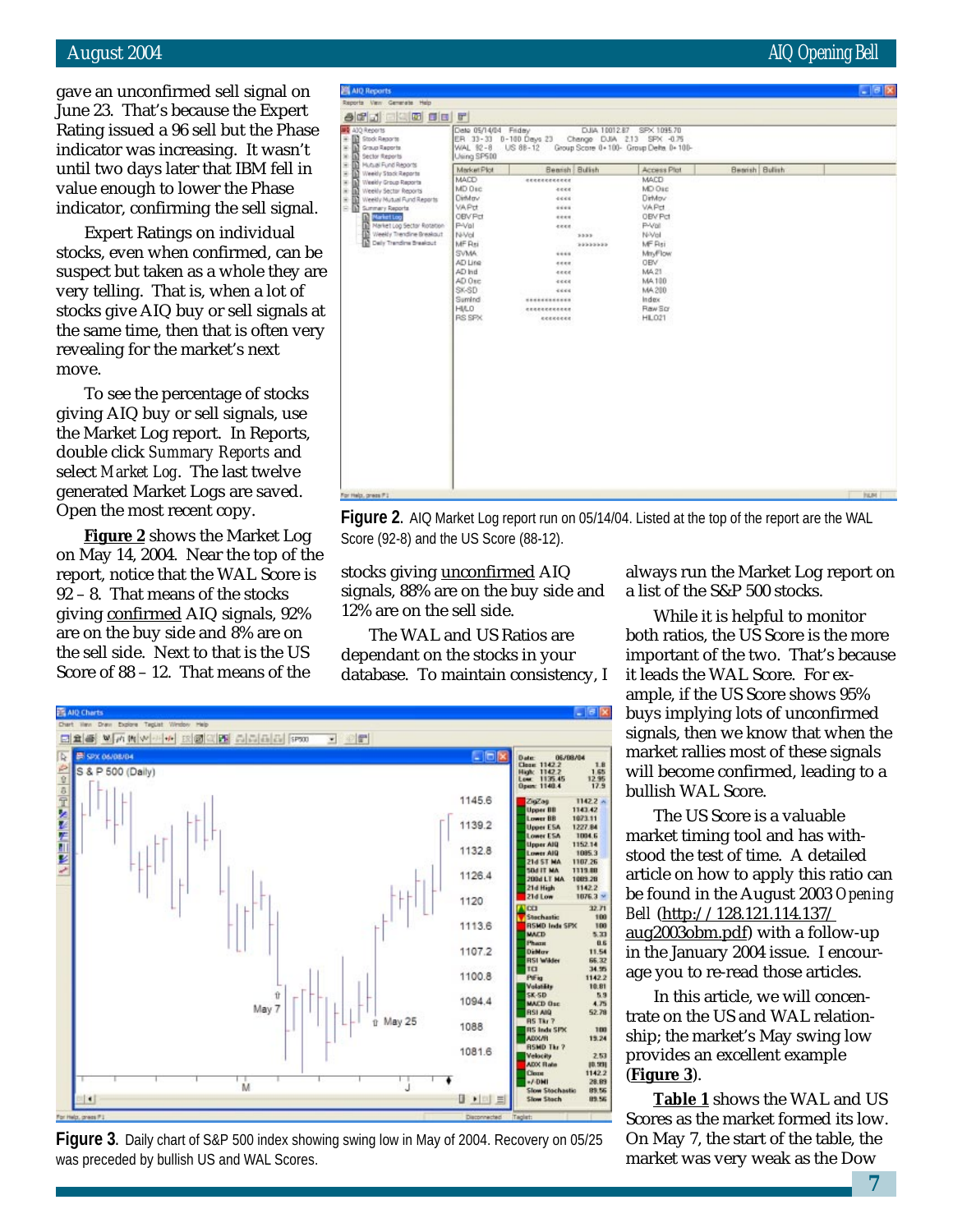gave an unconfirmed sell signal on June 23. That's because the Expert Rating issued a 96 sell but the Phase indicator was increasing. It wasn't until two days later that IBM fell in value enough to lower the Phase indicator, confirming the sell signal.

Expert Ratings on individual stocks, even when confirmed, can be suspect but taken as a whole they are very telling. That is, when a lot of stocks give AIQ buy or sell signals at the same time, then that is often very revealing for the market's next move.

To see the percentage of stocks giving AIQ buy or sell signals, use the Market Log report. In Reports, double click *Summary Reports* and select *Market Log*. The last twelve generated Market Logs are saved. Open the most recent copy.

**Figure 2** shows the Market Log on May 14, 2004. Near the top of the report, notice that the WAL Score is 92 – 8. That means of the stocks giving confirmed AIQ signals, 92% are on the buy side and 8% are on the sell side. Next to that is the US Score of 88 – 12. That means of the stocks giving unconfirmed AIQ signals, 88% are on the buy side and 12% are on the sell side.

**Figure 2.** AIQ Market Log report run on 05/14/04. Listed at the top of the report are the WAL Score (92-8) and the US Score (88-12).

The WAL and US Ratios are dependant on the stocks in your database. To maintain consistency, I always run the Market Log report on a list of the S&P 500 stocks.

While it is helpful to monitor both ratios, the US Score is the more important of the two. That's because it leads the WAL Score. For example, if the US Score shows 95% buys implying lots of unconfirmed signals, then we know that when the market rallies most of these signals will become confirmed, leading to a bullish WAL Score.

The US Score is a valuable market timing tool and has withstood the test of time. A detailed article on how to apply this ratio can be found in the August 2003 *Opening Bell* (http://128.121.114.137/aug2003obm.pdf) with a follow-up in the January 2004 issue. I encourage you to re-read those articles.

In this article, we will concentrate on the US and WAL relationship; the market's May swing low provides an excellent example (**Figure 3**).

**Figure 3.** Daily chart of S&P 500 index showing swing low in May of 2004. Recovery on 05/25 was preceded by bullish US and WAL Scores.

**Table 1** shows the WAL and US Scores as the market formed its low. On May 7, the start of the table, the market was very weak as the Dow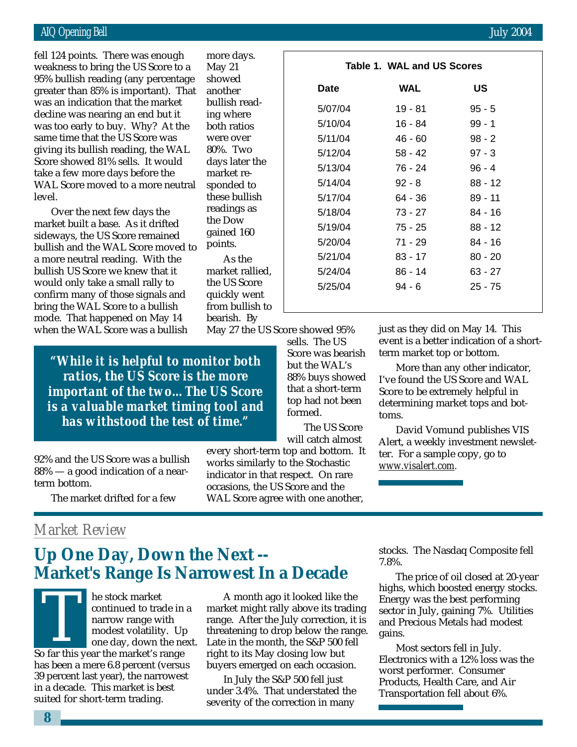fell 124 points. There was enough weakness to bring the US Score to a 95% bullish reading (any percentage greater than 85% is important). That was an indication that the market decline was nearing an end but it was too early to buy. Why? At the same time that the US Score was giving its bullish reading, the WAL Score showed 81% sells. It would take a few more days before the WAL Score moved to a more neutral level.

Over the next few days the market built a base. As it drifted sideways, the US Score remained bullish and the WAL Score moved to a more neutral reading. With the bullish US Score we knew that it would only take a small rally to confirm many of those signals and bring the WAL Score to a bullish mode. That happened on May 14 when the WAL Score was a bullish 92% and the US Score was a bullish 88% — a good indication of a near-term bottom.

The market drifted for a few more days. May 21 showed another bullish reading where both ratios were over 80%. Two days later the market responded to these bullish readings as the Dow gained 160 points.

As the market rallied, the US Score quickly went from bullish to bearish. By May 27 the US Score showed 95% sells. The US Score was bearish but the WAL's 88% buys showed that a short-term top had not been formed.

**Table 1. WAL and US Scores**

| Date | WAL | US |
|---|---|---|
| 5/07/04 | 19 - 81 | 95 - 5 |
| 5/10/04 | 16 - 84 | 99 - 1 |
| 5/11/04 | 46 - 60 | 98 - 2 |
| 5/12/04 | 58 - 42 | 97 - 3 |
| 5/13/04 | 76 - 24 | 96 - 4 |
| 5/14/04 | 92 - 8 | 88 - 12 |
| 5/17/04 | 64 - 36 | 89 - 11 |
| 5/18/04 | 73 - 27 | 84 - 16 |
| 5/19/04 | 75 - 25 | 88 - 12 |
| 5/20/04 | 71 - 29 | 84 - 16 |
| 5/21/04 | 83 - 17 | 80 - 20 |
| 5/24/04 | 86 - 14 | 63 - 27 |
| 5/25/04 | 94 - 6 | 25 - 75 |

> ***"While it is helpful to monitor both ratios, the US Score is the more important of the two...The US Score is a valuable market timing tool and has withstood the test of time."***

The US Score will catch almost every short-term top and bottom. It works similarly to the Stochastic indicator in that respect. On rare occasions, the US Score and the WAL Score agree with one another, just as they did on May 14. This event is a better indication of a short-term market top or bottom.

More than any other indicator, I've found the US Score and WAL Score to be extremely helpful in determining market tops and bottoms.

David Vomund publishes VIS Alert, a weekly investment newsletter. For a sample copy, go to www.visalert.com.

*Market Review*

## Up One Day, Down the Next -- Market's Range Is Narrowest In a Decade

The stock market continued to trade in a narrow range with modest volatility. Up one day, down the next. So far this year the market's range has been a mere 6.8 percent (versus 39 percent last year), the narrowest in a decade. This market is best suited for short-term trading.

A month ago it looked like the market might rally above its trading range. After the July correction, it is threatening to drop below the range. Late in the month, the S&P 500 fell right to its May closing low but buyers emerged on each occasion.

In July the S&P 500 fell just under 3.4%. That understated the severity of the correction in many stocks. The Nasdaq Composite fell 7.8%.

The price of oil closed at 20-year highs, which boosted energy stocks. Energy was the best performing sector in July, gaining 7%. Utilities and Precious Metals had modest gains.

Most sectors fell in July. Electronics with a 12% loss was the worst performer. Consumer Products, Health Care, and Air Transportation fell about 6%.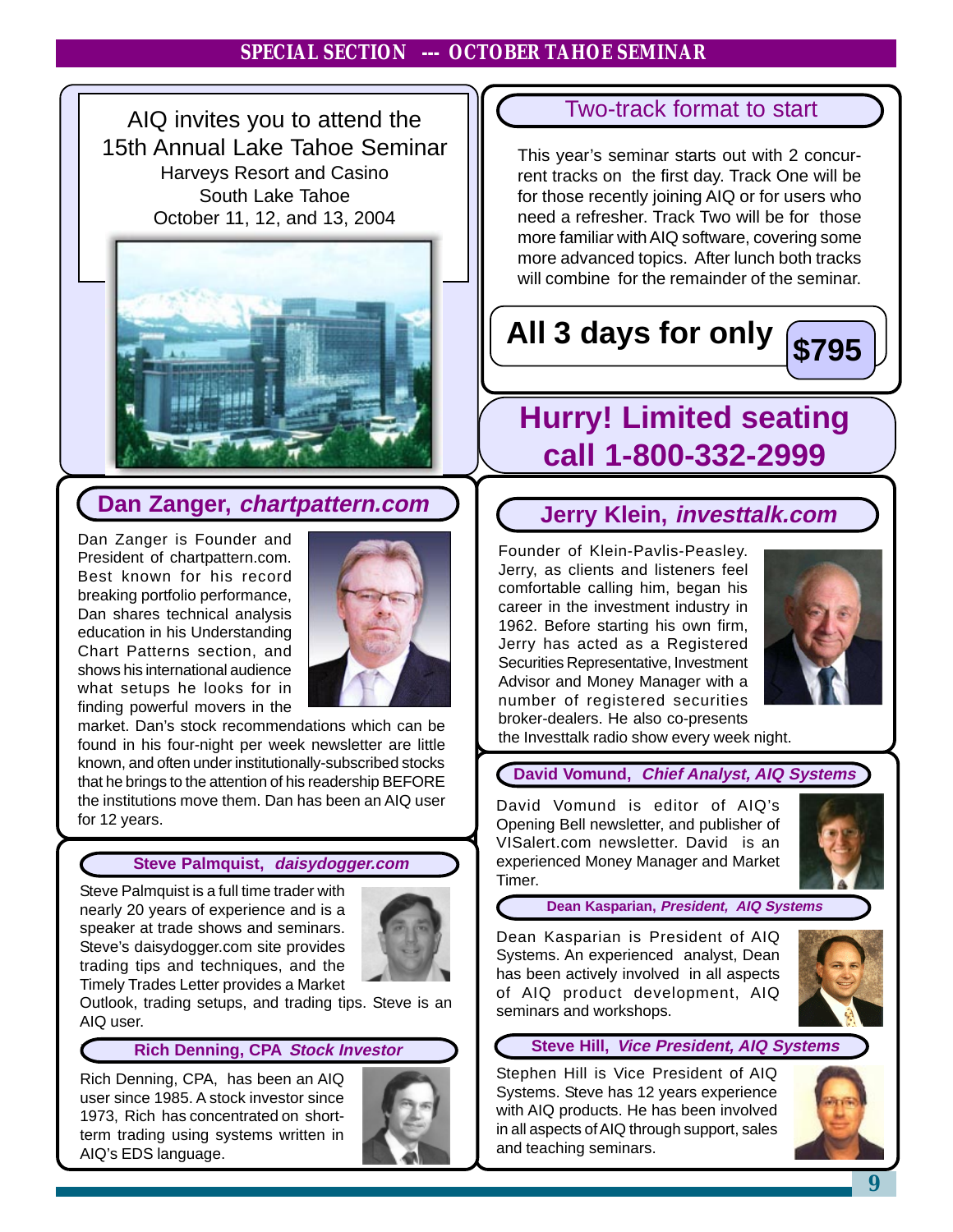## SPECIAL SECTION --- OCTOBER TAHOE SEMINAR

AIQ invites you to attend the
15th Annual Lake Tahoe Seminar
Harveys Resort and Casino
South Lake Tahoe
October 11, 12, and 13, 2004

### Two-track format to start

This year's seminar starts out with 2 concurrent tracks on the first day. Track One will be for those recently joining AIQ or for users who need a refresher. Track Two will be for those more familiar with AIQ software, covering some more advanced topics. After lunch both tracks will combine for the remainder of the seminar.

**All 3 days for only $795**

## Hurry! Limited seating call 1-800-332-2999

### Dan Zanger, *chartpattern.com*

Dan Zanger is Founder and President of chartpattern.com. Best known for his record breaking portfolio performance, Dan shares technical analysis education in his Understanding Chart Patterns section, and shows his international audience what setups he looks for in finding powerful movers in the market. Dan's stock recommendations which can be found in his four-night per week newsletter are little known, and often under institutionally-subscribed stocks that he brings to the attention of his readership BEFORE the institutions move them. Dan has been an AIQ user for 12 years.

### Jerry Klein, *investtalk.com*

Founder of Klein-Pavlis-Peasley. Jerry, as clients and listeners feel comfortable calling him, began his career in the investment industry in 1962. Before starting his own firm, Jerry has acted as a Registered Securities Representative, Investment Advisor and Money Manager with a number of registered securities broker-dealers. He also co-presents the Investtalk radio show every week night.

### Steve Palmquist, *daisydogger.com*

Steve Palmquist is a full time trader with nearly 20 years of experience and is a speaker at trade shows and seminars. Steve's daisydogger.com site provides trading tips and techniques, and the Timely Trades Letter provides a Market Outlook, trading setups, and trading tips. Steve is an AIQ user.

### David Vomund, *Chief Analyst, AIQ Systems*

David Vomund is editor of AIQ's Opening Bell newsletter, and publisher of VISalert.com newsletter. David is an experienced Money Manager and Market Timer.

### Dean Kasparian, *President, AIQ Systems*

Dean Kasparian is President of AIQ Systems. An experienced analyst, Dean has been actively involved in all aspects of AIQ product development, AIQ seminars and workshops.

### Rich Denning, CPA *Stock Investor*

Rich Denning, CPA, has been an AIQ user since 1985. A stock investor since 1973, Rich has concentrated on short-term trading using systems written in AIQ's EDS language.

### Steve Hill, *Vice President, AIQ Systems*

Stephen Hill is Vice President of AIQ Systems. Steve has 12 years experience with AIQ products. He has been involved in all aspects of AIQ through support, sales and teaching seminars.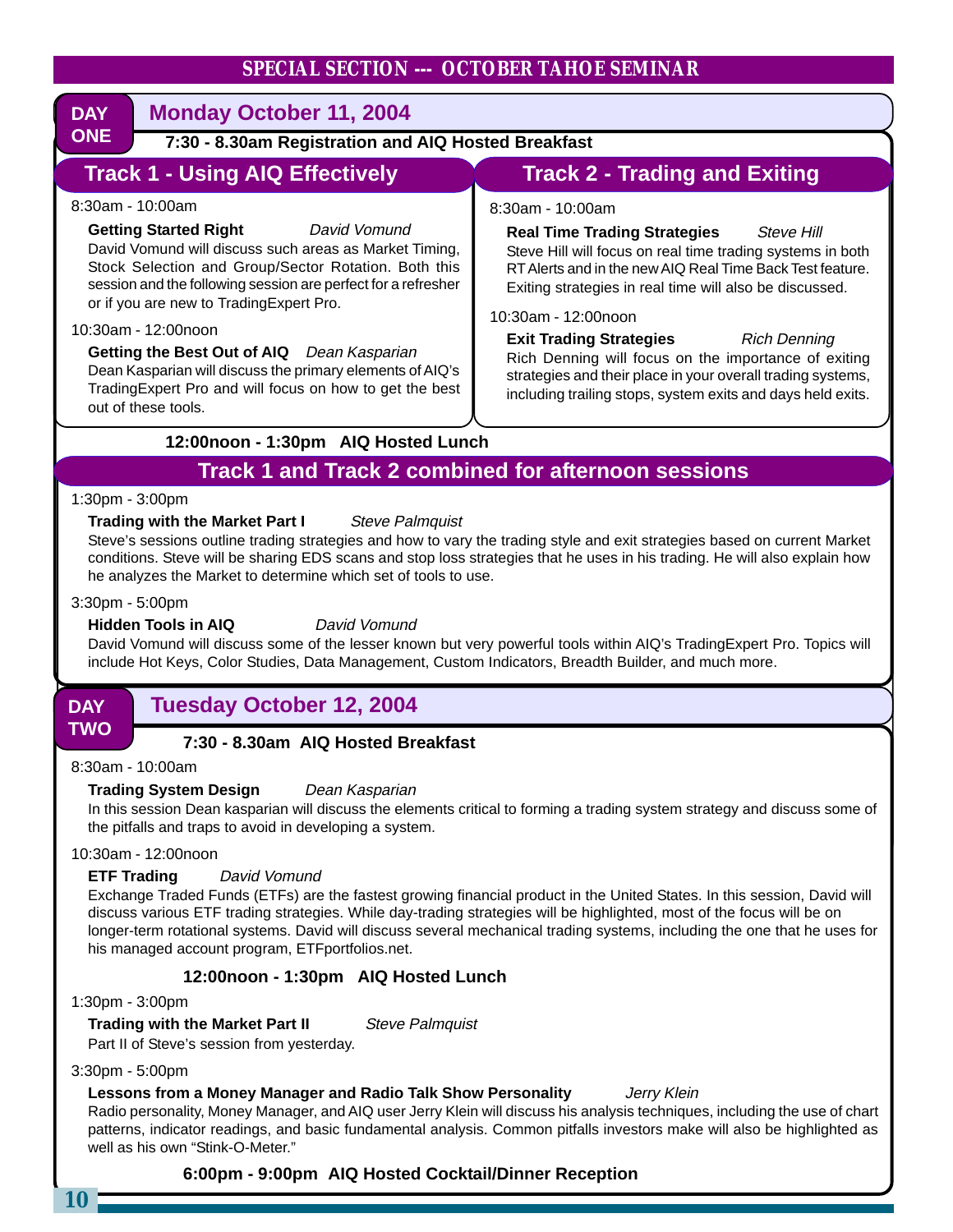## SPECIAL SECTION --- OCTOBER TAHOE SEMINAR

## DAY ONE — Monday October 11, 2004

**7:30 - 8.30am Registration and AIQ Hosted Breakfast**

### Track 1 - Using AIQ Effectively

8:30am - 10:00am

**Getting Started Right** *David Vomund*

David Vomund will discuss such areas as Market Timing, Stock Selection and Group/Sector Rotation. Both this session and the following session are perfect for a refresher or if you are new to TradingExpert Pro.

10:30am - 12:00noon

**Getting the Best Out of AIQ** *Dean Kasparian*

Dean Kasparian will discuss the primary elements of AIQ's TradingExpert Pro and will focus on how to get the best out of these tools.

### Track 2 - Trading and Exiting

8:30am - 10:00am

**Real Time Trading Strategies** *Steve Hill*

Steve Hill will focus on real time trading systems in both RT Alerts and in the new AIQ Real Time Back Test feature. Exiting strategies in real time will also be discussed.

10:30am - 12:00noon

**Exit Trading Strategies** *Rich Denning*

Rich Denning will focus on the importance of exiting strategies and their place in your overall trading systems, including trailing stops, system exits and days held exits.

**12:00noon - 1:30pm AIQ Hosted Lunch**

### Track 1 and Track 2 combined for afternoon sessions

1:30pm - 3:00pm

**Trading with the Market Part I** *Steve Palmquist*

Steve's sessions outline trading strategies and how to vary the trading style and exit strategies based on current Market conditions. Steve will be sharing EDS scans and stop loss strategies that he uses in his trading. He will also explain how he analyzes the Market to determine which set of tools to use.

3:30pm - 5:00pm

**Hidden Tools in AIQ** *David Vomund*

David Vomund will discuss some of the lesser known but very powerful tools within AIQ's TradingExpert Pro. Topics will include Hot Keys, Color Studies, Data Management, Custom Indicators, Breadth Builder, and much more.

## DAY TWO — Tuesday October 12, 2004

**7:30 - 8.30am AIQ Hosted Breakfast**

8:30am - 10:00am

**Trading System Design** *Dean Kasparian*

In this session Dean kasparian will discuss the elements critical to forming a trading system strategy and discuss some of the pitfalls and traps to avoid in developing a system.

10:30am - 12:00noon

**ETF Trading** *David Vomund*

Exchange Traded Funds (ETFs) are the fastest growing financial product in the United States. In this session, David will discuss various ETF trading strategies. While day-trading strategies will be highlighted, most of the focus will be on longer-term rotational systems. David will discuss several mechanical trading systems, including the one that he uses for his managed account program, ETFportfolios.net.

**12:00noon - 1:30pm AIQ Hosted Lunch**

1:30pm - 3:00pm

**Trading with the Market Part II** *Steve Palmquist*

Part II of Steve's session from yesterday.

3:30pm - 5:00pm

**Lessons from a Money Manager and Radio Talk Show Personality** *Jerry Klein*

Radio personality, Money Manager, and AIQ user Jerry Klein will discuss his analysis techniques, including the use of chart patterns, indicator readings, and basic fundamental analysis. Common pitfalls investors make will also be highlighted as well as his own "Stink-O-Meter."

**6:00pm - 9:00pm AIQ Hosted Cocktail/Dinner Reception**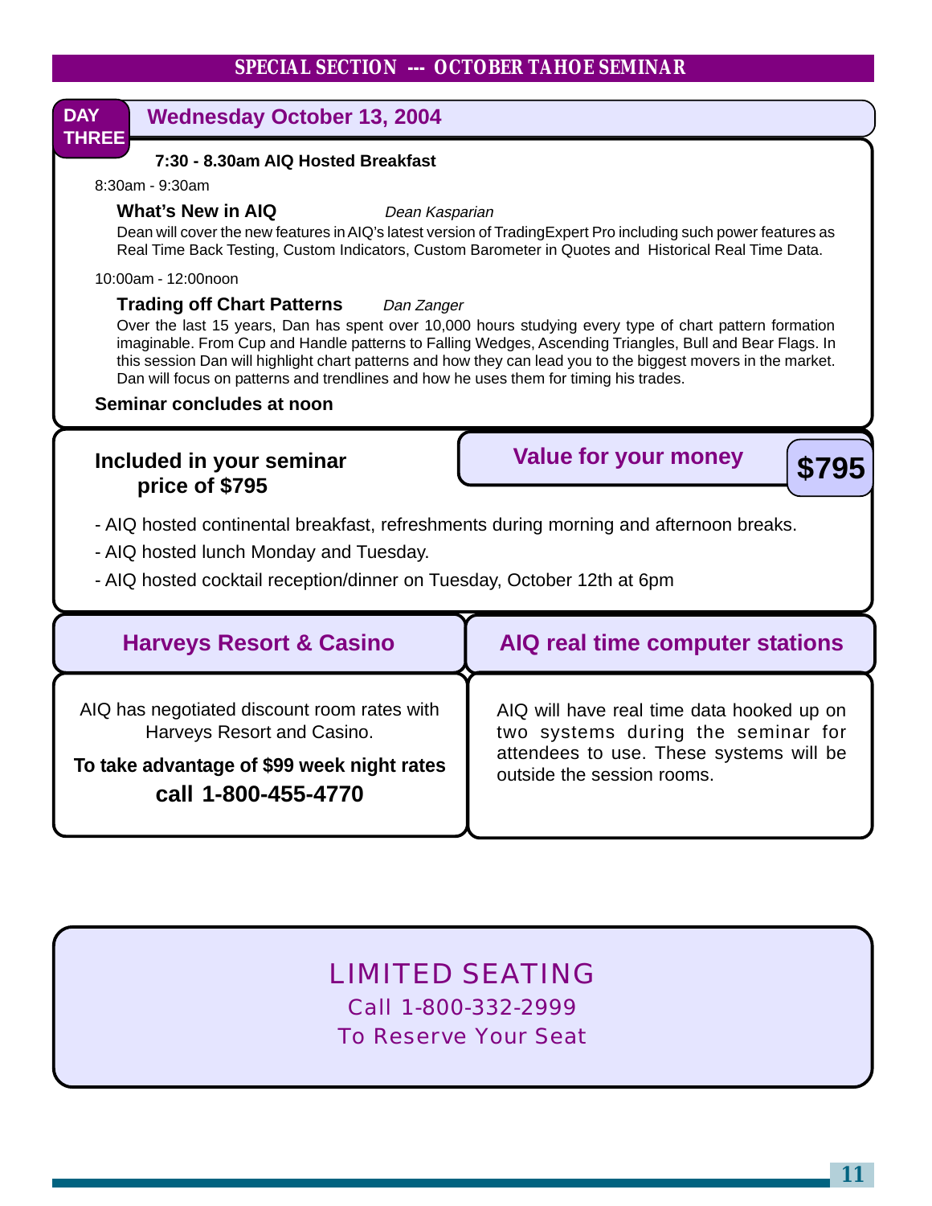## SPECIAL SECTION --- OCTOBER TAHOE SEMINAR

### DAY THREE — Wednesday October 13, 2004

**7:30 - 8.30am AIQ Hosted Breakfast**

8:30am - 9:30am

**What's New in AIQ** *Dean Kasparian*

Dean will cover the new features in AIQ's latest version of TradingExpert Pro including such power features as Real Time Back Testing, Custom Indicators, Custom Barometer in Quotes and Historical Real Time Data.

10:00am - 12:00noon

**Trading off Chart Patterns** *Dan Zanger*

Over the last 15 years, Dan has spent over 10,000 hours studying every type of chart pattern formation imaginable. From Cup and Handle patterns to Falling Wedges, Ascending Triangles, Bull and Bear Flags. In this session Dan will highlight chart patterns and how they can lead you to the biggest movers in the market. Dan will focus on patterns and trendlines and how he uses them for timing his trades.

**Seminar concludes at noon**

### Included in your seminar price of $795

**Value for your money** **$795**

- AIQ hosted continental breakfast, refreshments during morning and afternoon breaks.
- AIQ hosted lunch Monday and Tuesday.
- AIQ hosted cocktail reception/dinner on Tuesday, October 12th at 6pm

### Harveys Resort & Casino

AIQ has negotiated discount room rates with Harveys Resort and Casino.

**To take advantage of $99 week night rates call 1-800-455-4770**

### AIQ real time computer stations

AIQ will have real time data hooked up on two systems during the seminar for attendees to use. These systems will be outside the session rooms.

### LIMITED SEATING

Call 1-800-332-2999

To Reserve Your Seat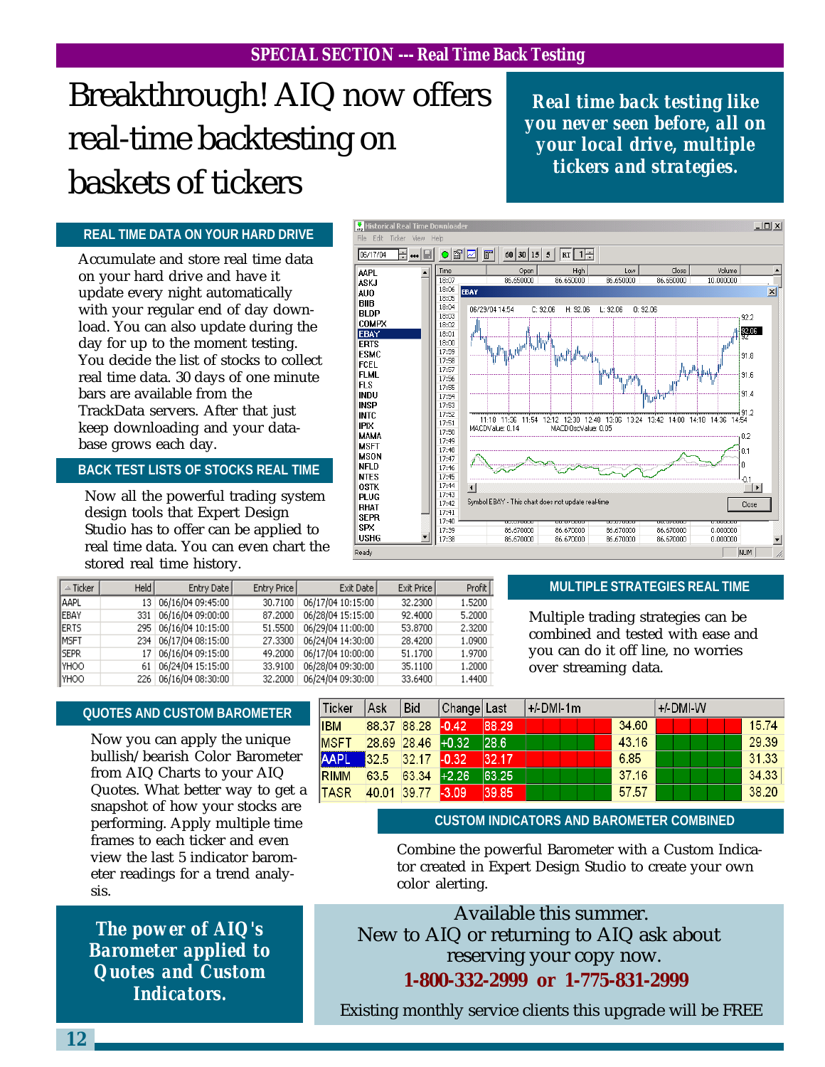SPECIAL SECTION --- Real Time Back Testing

# Breakthrough! AIQ now offers real-time backtesting on baskets of tickers

***Real time back testing like you never seen before, all on your local drive, multiple tickers and strategies.***

## REAL TIME DATA ON YOUR HARD DRIVE

Accumulate and store real time data on your hard drive and have it update every night automatically with your regular end of day download. You can also update during the day for up to the moment testing. You decide the list of stocks to collect real time data. 30 days of one minute bars are available from the TrackData servers. After that just keep downloading and your database grows each day.

## BACK TEST LISTS OF STOCKS REAL TIME

Now all the powerful trading system design tools that Expert Design Studio has to offer can be applied to real time data. You can even chart the stored real time history.

| Ticker | Held | Entry Date | Entry Price | Exit Date | Exit Price | Profit |
|---|---|---|---|---|---|---|
| AAPL | 13 | 06/16/04 09:45:00 | 30.7100 | 06/17/04 10:15:00 | 32.2300 | 1.5200 |
| EBAY | 331 | 06/16/04 09:00:00 | 87.2000 | 06/28/04 15:15:00 | 92.4000 | 5.2000 |
| ERTS | 295 | 06/16/04 10:15:00 | 51.5500 | 06/29/04 11:00:00 | 53.8700 | 2.3200 |
| MSFT | 234 | 06/17/04 08:15:00 | 27.3300 | 06/24/04 14:30:00 | 28.4200 | 1.0900 |
| SEPR | 17 | 06/16/04 09:15:00 | 49.2000 | 06/17/04 10:00:00 | 51.1700 | 1.9700 |
| YHOO | 61 | 06/24/04 15:15:00 | 33.9100 | 06/28/04 09:30:00 | 35.1100 | 1.2000 |
| YHOO | 226 | 06/16/04 08:30:00 | 32.2000 | 06/24/04 09:30:00 | 33.6400 | 1.4400 |

## MULTIPLE STRATEGIES REAL TIME

Multiple trading strategies can be combined and tested with ease and you can do it off line, no worries over streaming data.

## QUOTES AND CUSTOM BAROMETER

Now you can apply the unique bullish/bearish Color Barometer from AIQ Charts to your AIQ Quotes. What better way to get a snapshot of how your stocks are performing. Apply multiple time frames to each ticker and even view the last 5 indicator barometer readings for a trend analysis.

| Ticker | Ask | Bid | Change | Last | +/-DMI-1m | +/-DMI-W |
|---|---|---|---|---|---|---|
| IBM | 88.37 | 88.28 | -0.42 | 88.29 | 34.60 | 15.74 |
| MSFT | 28.69 | 28.46 | +0.32 | 28.6 | 43.16 | 29.39 |
| AAPL | 32.5 | 32.17 | -0.32 | 32.17 | 6.85 | 31.33 |
| RIMM | 63.5 | 63.34 | +2.26 | 63.25 | 37.16 | 34.33 |
| TASR | 40.01 | 39.77 | -3.09 | 39.85 | 57.57 | 38.20 |

## CUSTOM INDICATORS AND BAROMETER COMBINED

Combine the powerful Barometer with a Custom Indicator created in Expert Design Studio to create your own color alerting.

***The power of AIQ's Barometer applied to Quotes and Custom Indicators.***

Available this summer.
New to AIQ or returning to AIQ ask about reserving your copy now.

**1-800-332-2999 or 1-775-831-2999**

Existing monthly service clients this upgrade will be FREE